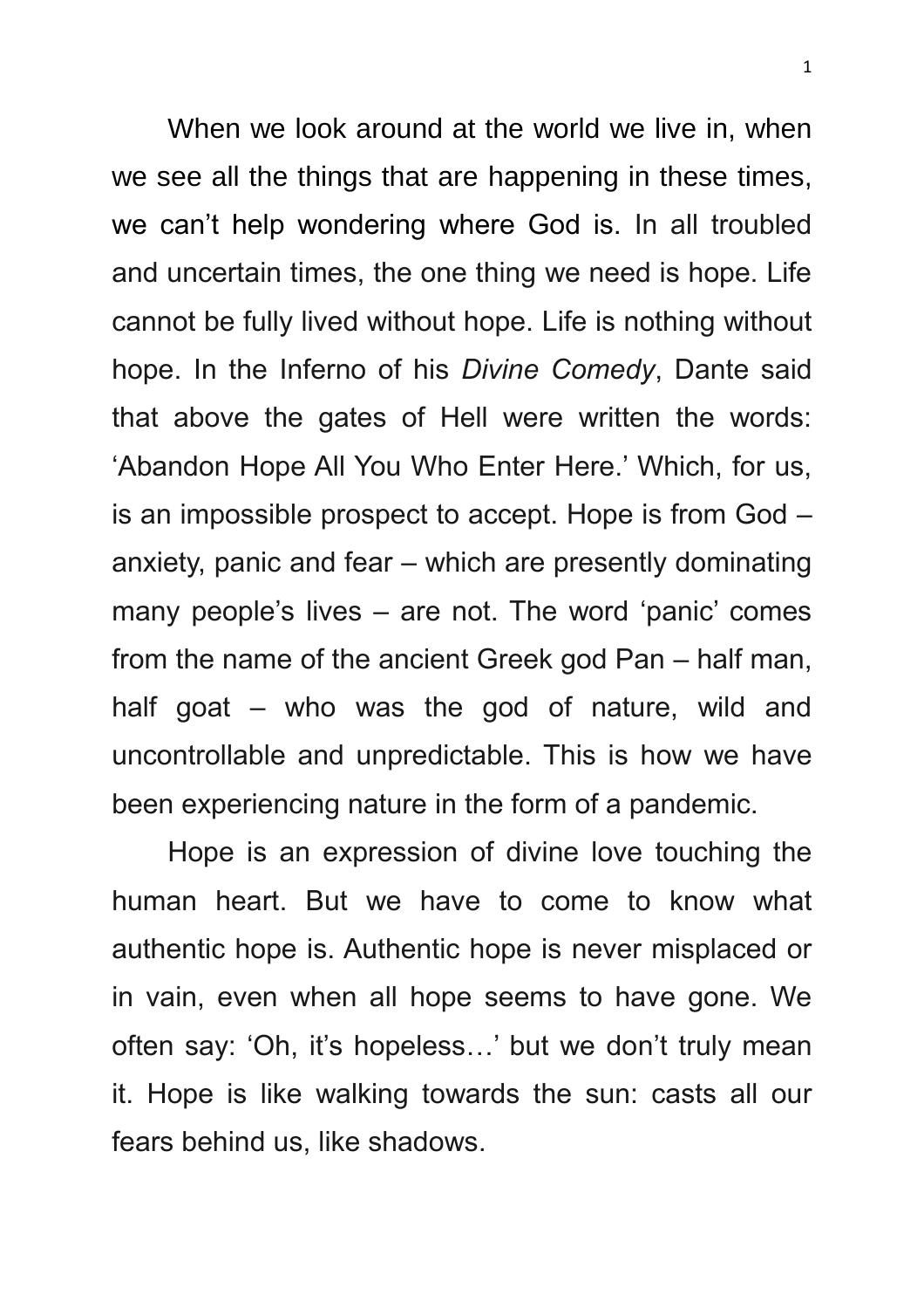When we look around at the world we live in, when we see all the things that are happening in these times, we can't help wondering where God is. In all troubled and uncertain times, the one thing we need is hope. Life cannot be fully lived without hope. Life is nothing without hope. In the Inferno of his *Divine Comedy*, Dante said that above the gates of Hell were written the words: 'Abandon Hope All You Who Enter Here.' Which, for us, is an impossible prospect to accept. Hope is from God – anxiety, panic and fear – which are presently dominating many people's lives – are not. The word 'panic' comes from the name of the ancient Greek god Pan – half man, half goat – who was the god of nature, wild and uncontrollable and unpredictable. This is how we have been experiencing nature in the form of a pandemic.

Hope is an expression of divine love touching the human heart. But we have to come to know what authentic hope is. Authentic hope is never misplaced or in vain, even when all hope seems to have gone. We often say: 'Oh, it's hopeless…' but we don't truly mean it. Hope is like walking towards the sun: casts all our fears behind us, like shadows.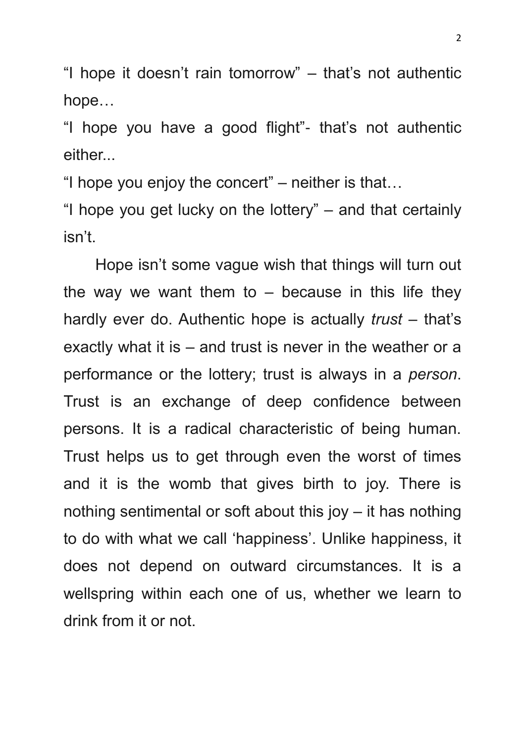"I hope it doesn't rain tomorrow" – that's not authentic hope…

"I hope you have a good flight"- that's not authentic either...

"I hope you enjoy the concert" – neither is that…

"I hope you get lucky on the lottery" – and that certainly isn't.

Hope isn't some vague wish that things will turn out the way we want them to – because in this life they hardly ever do. Authentic hope is actually *trust* – that's exactly what it is – and trust is never in the weather or a performance or the lottery; trust is always in a *person*. Trust is an exchange of deep confidence between persons. It is a radical characteristic of being human. Trust helps us to get through even the worst of times and it is the womb that gives birth to joy. There is nothing sentimental or soft about this joy – it has nothing to do with what we call 'happiness'. Unlike happiness, it does not depend on outward circumstances. It is a wellspring within each one of us, whether we learn to drink from it or not.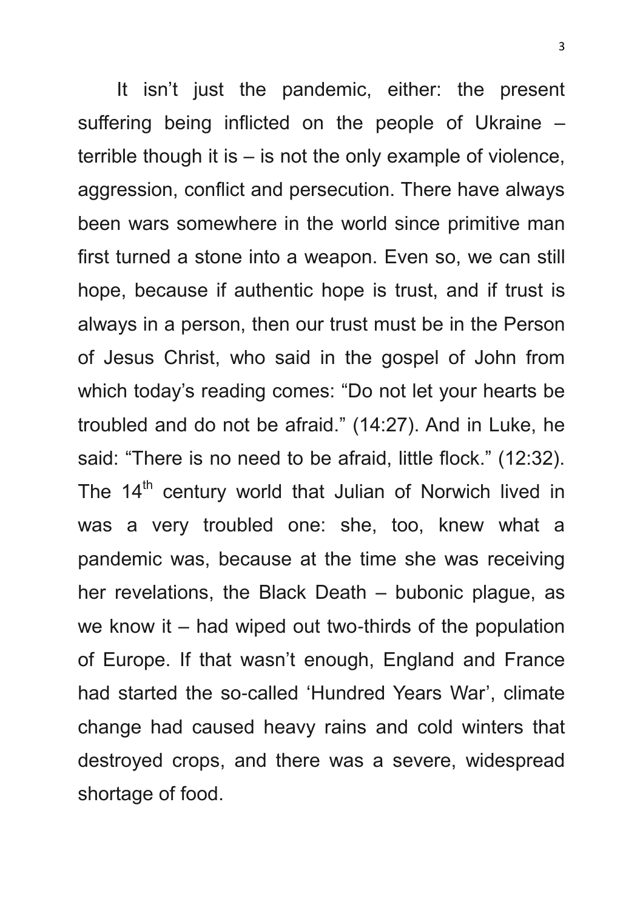It isn't just the pandemic, either: the present suffering being inflicted on the people of Ukraine – terrible though it is – is not the only example of violence, aggression, conflict and persecution. There have always been wars somewhere in the world since primitive man first turned a stone into a weapon. Even so, we can still hope, because if authentic hope is trust, and if trust is always in a person, then our trust must be in the Person of Jesus Christ, who said in the gospel of John from which today's reading comes: "Do not let your hearts be troubled and do not be afraid." (14:27). And in Luke, he said: "There is no need to be afraid, little flock." (12:32). The 14th century world that Julian of Norwich lived in was a very troubled one: she, too, knew what a pandemic was, because at the time she was receiving her revelations, the Black Death – bubonic plague, as we know it – had wiped out two-thirds of the population of Europe. If that wasn't enough, England and France had started the so-called 'Hundred Years War', climate change had caused heavy rains and cold winters that destroyed crops, and there was a severe, widespread shortage of food.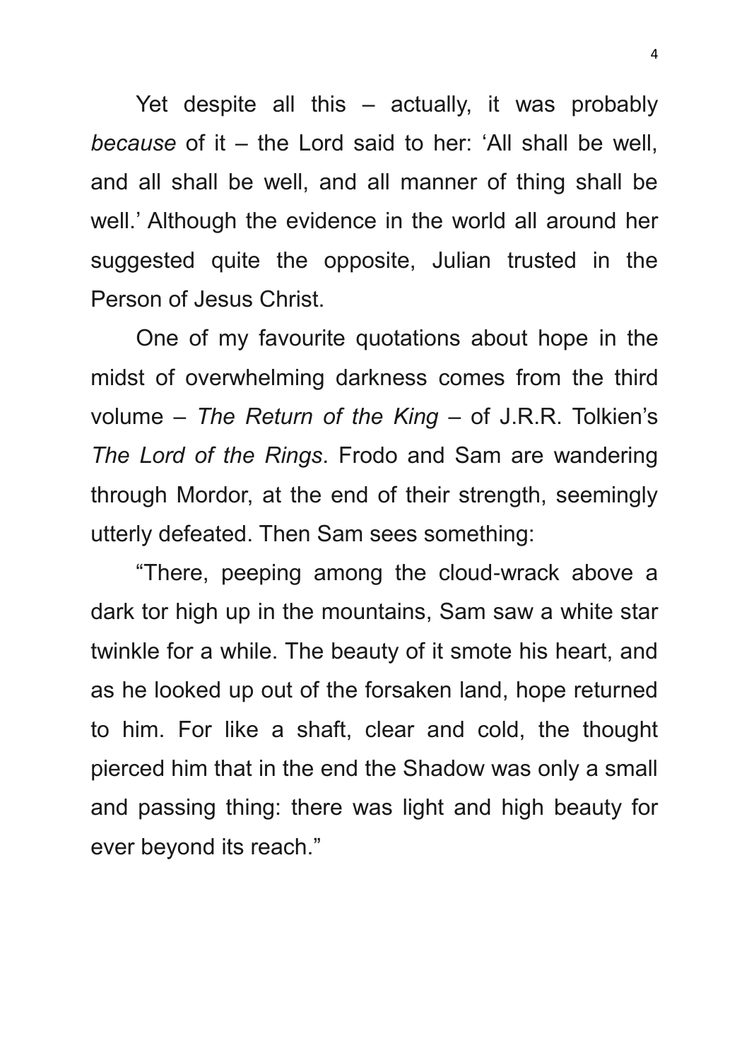Yet despite all this – actually, it was probably *because* of it – the Lord said to her: 'All shall be well, and all shall be well, and all manner of thing shall be well.' Although the evidence in the world all around her suggested quite the opposite, Julian trusted in the Person of Jesus Christ.

One of my favourite quotations about hope in the midst of overwhelming darkness comes from the third volume – *The Return of the King* – of J.R.R. Tolkien's *The Lord of the Rings*. Frodo and Sam are wandering through Mordor, at the end of their strength, seemingly utterly defeated. Then Sam sees something:

"There, peeping among the cloud-wrack above a dark tor high up in the mountains, Sam saw a white star twinkle for a while. The beauty of it smote his heart, and as he looked up out of the forsaken land, hope returned to him. For like a shaft, clear and cold, the thought pierced him that in the end the Shadow was only a small and passing thing: there was light and high beauty for ever beyond its reach."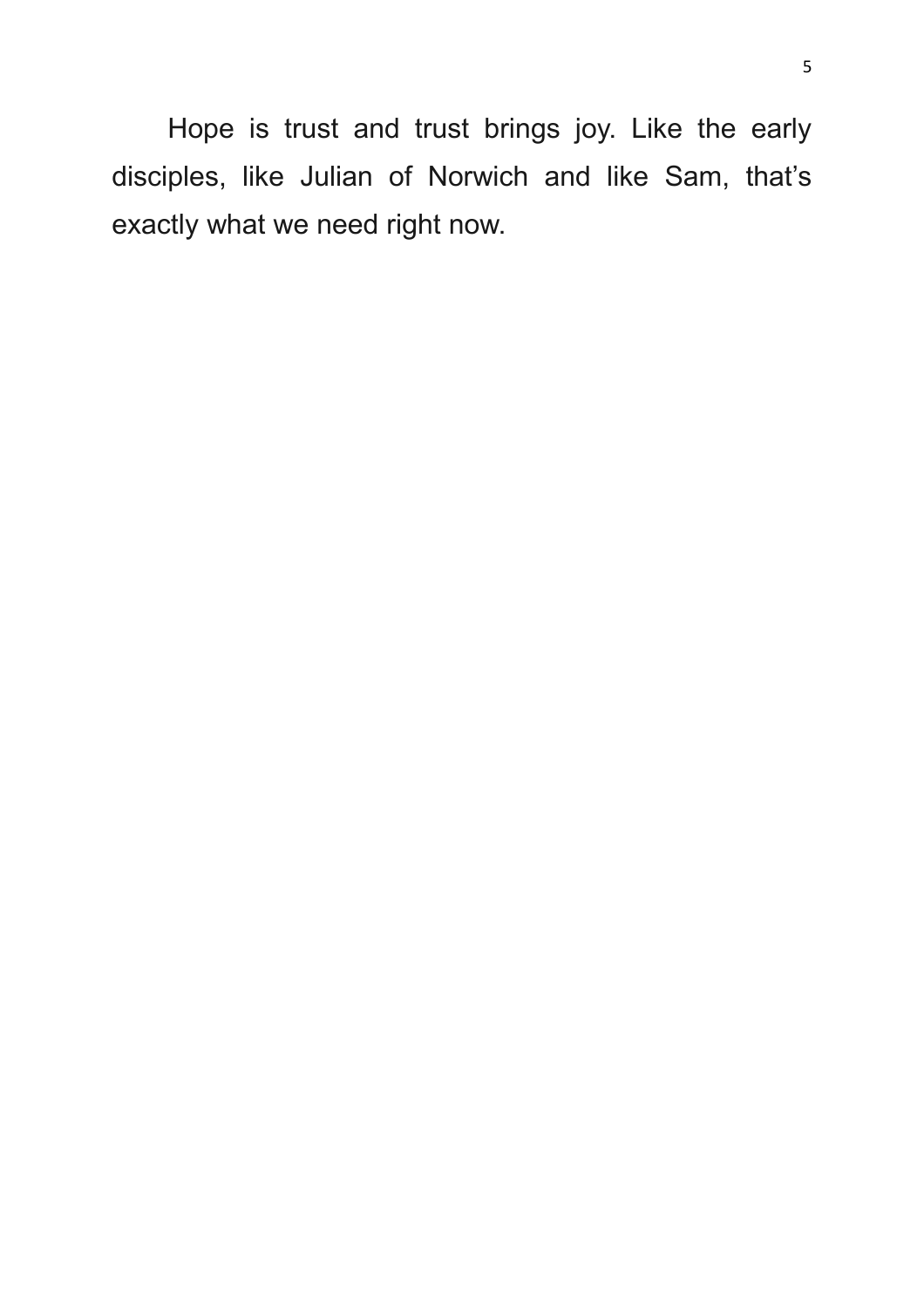Hope is trust and trust brings joy. Like the early disciples, like Julian of Norwich and like Sam, that’s exactly what we need right now.